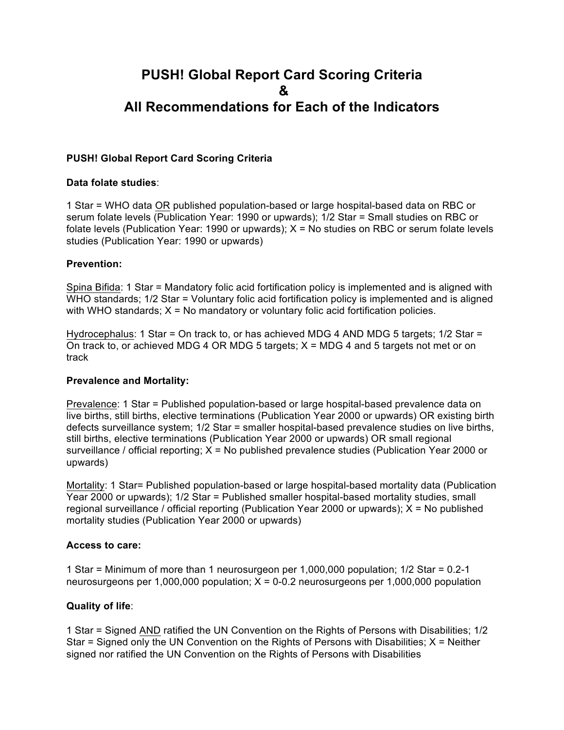# PUSH! Global Report Card Scoring Criteria
# &
# All Recommendations for Each of the Indicators

**PUSH! Global Report Card Scoring Criteria**

**Data folate studies**:

1 Star = WHO data <u>OR</u> published population-based or large hospital-based data on RBC or serum folate levels (Publication Year: 1990 or upwards); 1/2 Star = Small studies on RBC or folate levels (Publication Year: 1990 or upwards); X = No studies on RBC or serum folate levels studies (Publication Year: 1990 or upwards)

**Prevention:**

<u>Spina Bifida</u>: 1 Star = Mandatory folic acid fortification policy is implemented and is aligned with WHO standards; 1/2 Star = Voluntary folic acid fortification policy is implemented and is aligned with WHO standards; X = No mandatory or voluntary folic acid fortification policies.

<u>Hydrocephalus</u>: 1 Star = On track to, or has achieved MDG 4 AND MDG 5 targets; 1/2 Star = On track to, or achieved MDG 4 OR MDG 5 targets; X = MDG 4 and 5 targets not met or on track

**Prevalence and Mortality:**

<u>Prevalence</u>: 1 Star = Published population-based or large hospital-based prevalence data on live births, still births, elective terminations (Publication Year 2000 or upwards) OR existing birth defects surveillance system; 1/2 Star = smaller hospital-based prevalence studies on live births, still births, elective terminations (Publication Year 2000 or upwards) OR small regional surveillance / official reporting; X = No published prevalence studies (Publication Year 2000 or upwards)

<u>Mortality</u>: 1 Star= Published population-based or large hospital-based mortality data (Publication Year 2000 or upwards); 1/2 Star = Published smaller hospital-based mortality studies, small regional surveillance / official reporting (Publication Year 2000 or upwards); X = No published mortality studies (Publication Year 2000 or upwards)

**Access to care:**

1 Star = Minimum of more than 1 neurosurgeon per 1,000,000 population; 1/2 Star = 0.2-1 neurosurgeons per 1,000,000 population; X = 0-0.2 neurosurgeons per 1,000,000 population

**Quality of life**:

1 Star = Signed <u>AND</u> ratified the UN Convention on the Rights of Persons with Disabilities; 1/2 Star = Signed only the UN Convention on the Rights of Persons with Disabilities; X = Neither signed nor ratified the UN Convention on the Rights of Persons with Disabilities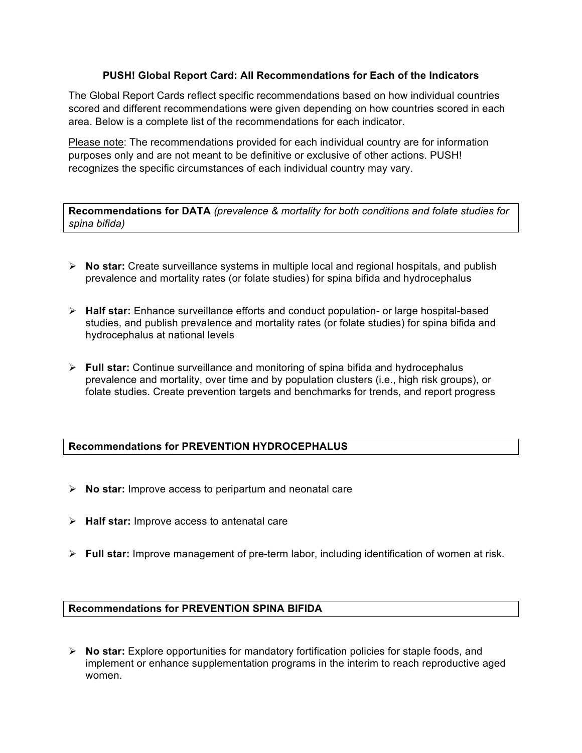## PUSH! Global Report Card: All Recommendations for Each of the Indicators

The Global Report Cards reflect specific recommendations based on how individual countries scored and different recommendations were given depending on how countries scored in each area. Below is a complete list of the recommendations for each indicator.

Please note: The recommendations provided for each individual country are for information purposes only and are not meant to be definitive or exclusive of other actions. PUSH! recognizes the specific circumstances of each individual country may vary.

### Recommendations for DATA *(prevalence & mortality for both conditions and folate studies for spina bifida)*

- **No star:** Create surveillance systems in multiple local and regional hospitals, and publish prevalence and mortality rates (or folate studies) for spina bifida and hydrocephalus
- **Half star:** Enhance surveillance efforts and conduct population- or large hospital-based studies, and publish prevalence and mortality rates (or folate studies) for spina bifida and hydrocephalus at national levels
- **Full star:** Continue surveillance and monitoring of spina bifida and hydrocephalus prevalence and mortality, over time and by population clusters (i.e., high risk groups), or folate studies. Create prevention targets and benchmarks for trends, and report progress

### Recommendations for PREVENTION HYDROCEPHALUS

- **No star:** Improve access to peripartum and neonatal care
- **Half star:** Improve access to antenatal care
- **Full star:** Improve management of pre-term labor, including identification of women at risk.

### Recommendations for PREVENTION SPINA BIFIDA

- **No star:** Explore opportunities for mandatory fortification policies for staple foods, and implement or enhance supplementation programs in the interim to reach reproductive aged women.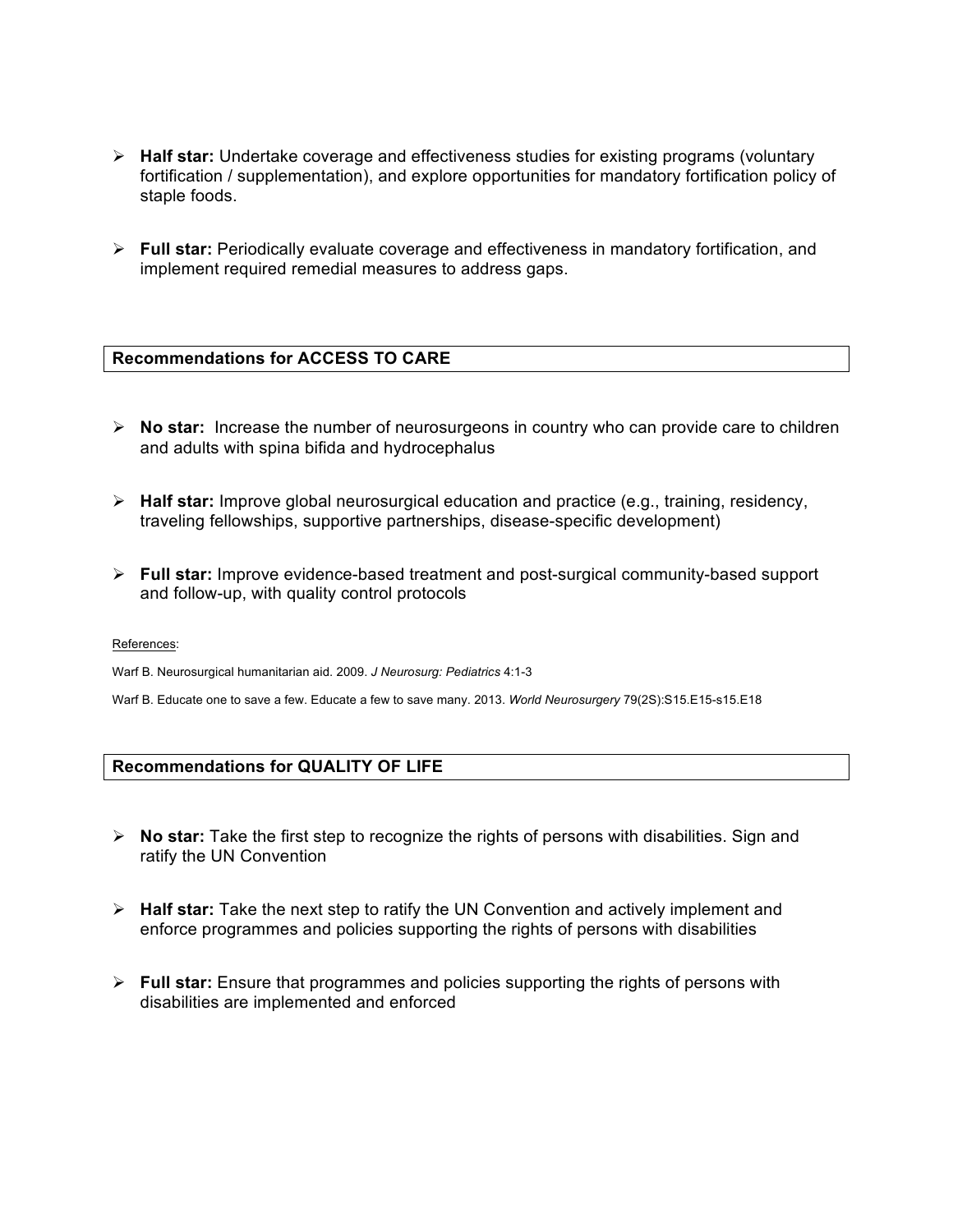- **Half star:** Undertake coverage and effectiveness studies for existing programs (voluntary fortification / supplementation), and explore opportunities for mandatory fortification policy of staple foods.

- **Full star:** Periodically evaluate coverage and effectiveness in mandatory fortification, and implement required remedial measures to address gaps.

## Recommendations for ACCESS TO CARE

- **No star:** Increase the number of neurosurgeons in country who can provide care to children and adults with spina bifida and hydrocephalus

- **Half star:** Improve global neurosurgical education and practice (e.g., training, residency, traveling fellowships, supportive partnerships, disease-specific development)

- **Full star:** Improve evidence-based treatment and post-surgical community-based support and follow-up, with quality control protocols

References:

Warf B. Neurosurgical humanitarian aid. 2009. *J Neurosurg: Pediatrics* 4:1-3

Warf B. Educate one to save a few. Educate a few to save many. 2013. *World Neurosurgery* 79(2S):S15.E15-s15.E18

## Recommendations for QUALITY OF LIFE

- **No star:** Take the first step to recognize the rights of persons with disabilities. Sign and ratify the UN Convention

- **Half star:** Take the next step to ratify the UN Convention and actively implement and enforce programmes and policies supporting the rights of persons with disabilities

- **Full star:** Ensure that programmes and policies supporting the rights of persons with disabilities are implemented and enforced